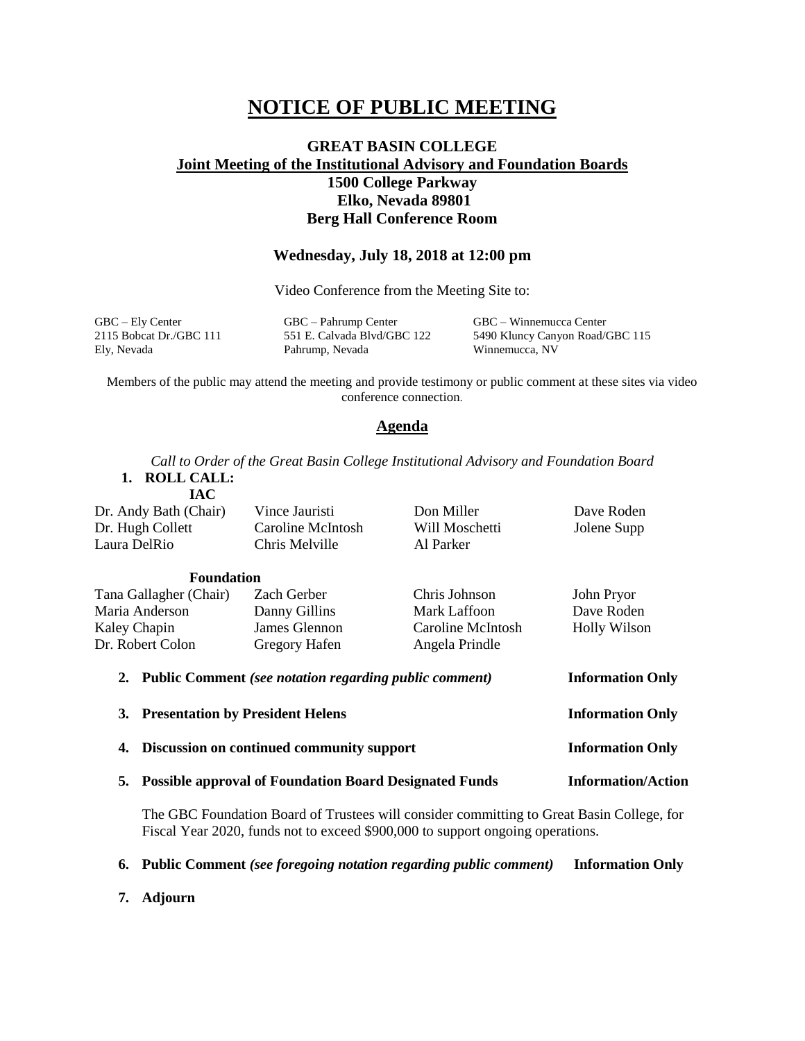# NOTICE OF PUBLIC MEETING

## GREAT BASIN COLLEGE

**Joint Meeting of the Institutional Advisory and Foundation Boards**

**1500 College Parkway**
**Elko, Nevada 89801**
**Berg Hall Conference Room**

### Wednesday, July 18, 2018 at 12:00 pm

Video Conference from the Meeting Site to:

| GBC – Ely Center | GBC – Pahrump Center | GBC – Winnemucca Center |
|---|---|---|
| 2115 Bobcat Dr./GBC 111 | 551 E. Calvada Blvd/GBC 122 | 5490 Kluncy Canyon Road/GBC 115 |
| Ely, Nevada | Pahrump, Nevada | Winnemucca, NV |

Members of the public may attend the meeting and provide testimony or public comment at these sites via video conference connection.

## Agenda

*Call to Order of the Great Basin College Institutional Advisory and Foundation Board*

1. **ROLL CALL:**

**IAC**

| | | | |
|---|---|---|---|
| Dr. Andy Bath (Chair) | Vince Jauristi | Don Miller | Dave Roden |
| Dr. Hugh Collett | Caroline McIntosh | Will Moschetti | Jolene Supp |
| Laura DelRio | Chris Melville | Al Parker | |

**Foundation**

| | | | |
|---|---|---|---|
| Tana Gallagher (Chair) | Zach Gerber | Chris Johnson | John Pryor |
| Maria Anderson | Danny Gillins | Mark Laffoon | Dave Roden |
| Kaley Chapin | James Glennon | Caroline McIntosh | Holly Wilson |
| Dr. Robert Colon | Gregory Hafen | Angela Prindle | |

2. **Public Comment** ***(see notation regarding public comment)*** — **Information Only**

3. **Presentation by President Helens** — **Information Only**

4. **Discussion on continued community support** — **Information Only**

5. **Possible approval of Foundation Board Designated Funds** — **Information/Action**

   The GBC Foundation Board of Trustees will consider committing to Great Basin College, for Fiscal Year 2020, funds not to exceed $900,000 to support ongoing operations.

6. **Public Comment** ***(see foregoing notation regarding public comment)*** — **Information Only**

7. **Adjourn**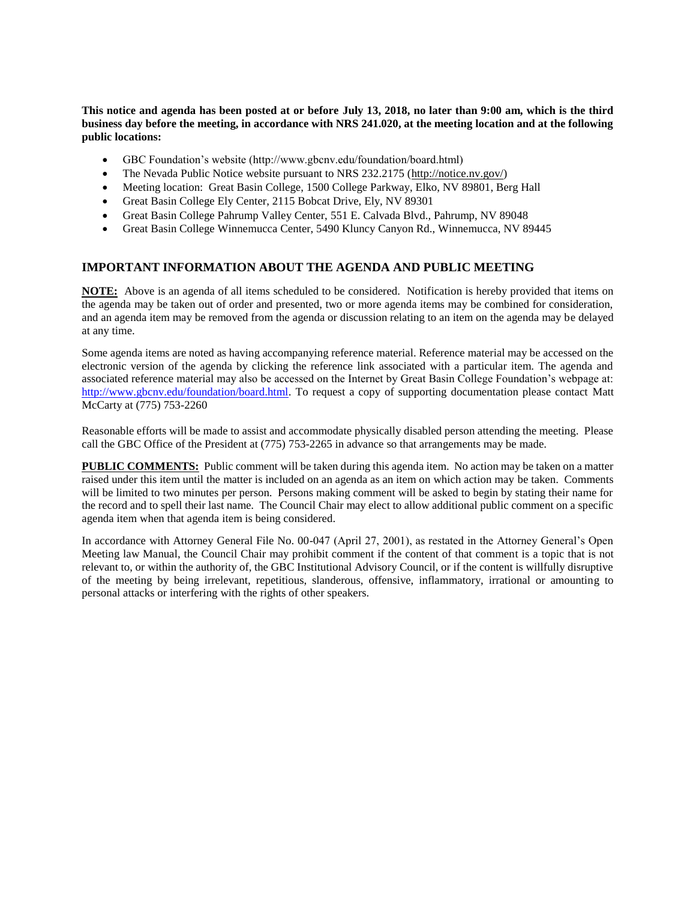**This notice and agenda has been posted at or before July 13, 2018, no later than 9:00 am, which is the third business day before the meeting, in accordance with NRS 241.020, at the meeting location and at the following public locations:**

- GBC Foundation's website (http://www.gbcnv.edu/foundation/board.html)
- The Nevada Public Notice website pursuant to NRS 232.2175 (http://notice.nv.gov/)
- Meeting location: Great Basin College, 1500 College Parkway, Elko, NV 89801, Berg Hall
- Great Basin College Ely Center, 2115 Bobcat Drive, Ely, NV 89301
- Great Basin College Pahrump Valley Center, 551 E. Calvada Blvd., Pahrump, NV 89048
- Great Basin College Winnemucca Center, 5490 Kluncy Canyon Rd., Winnemucca, NV 89445

## IMPORTANT INFORMATION ABOUT THE AGENDA AND PUBLIC MEETING

**NOTE:** Above is an agenda of all items scheduled to be considered. Notification is hereby provided that items on the agenda may be taken out of order and presented, two or more agenda items may be combined for consideration, and an agenda item may be removed from the agenda or discussion relating to an item on the agenda may be delayed at any time.

Some agenda items are noted as having accompanying reference material. Reference material may be accessed on the electronic version of the agenda by clicking the reference link associated with a particular item. The agenda and associated reference material may also be accessed on the Internet by Great Basin College Foundation's webpage at: http://www.gbcnv.edu/foundation/board.html. To request a copy of supporting documentation please contact Matt McCarty at (775) 753-2260

Reasonable efforts will be made to assist and accommodate physically disabled person attending the meeting. Please call the GBC Office of the President at (775) 753-2265 in advance so that arrangements may be made.

**PUBLIC COMMENTS:** Public comment will be taken during this agenda item. No action may be taken on a matter raised under this item until the matter is included on an agenda as an item on which action may be taken. Comments will be limited to two minutes per person. Persons making comment will be asked to begin by stating their name for the record and to spell their last name. The Council Chair may elect to allow additional public comment on a specific agenda item when that agenda item is being considered.

In accordance with Attorney General File No. 00-047 (April 27, 2001), as restated in the Attorney General's Open Meeting law Manual, the Council Chair may prohibit comment if the content of that comment is a topic that is not relevant to, or within the authority of, the GBC Institutional Advisory Council, or if the content is willfully disruptive of the meeting by being irrelevant, repetitious, slanderous, offensive, inflammatory, irrational or amounting to personal attacks or interfering with the rights of other speakers.